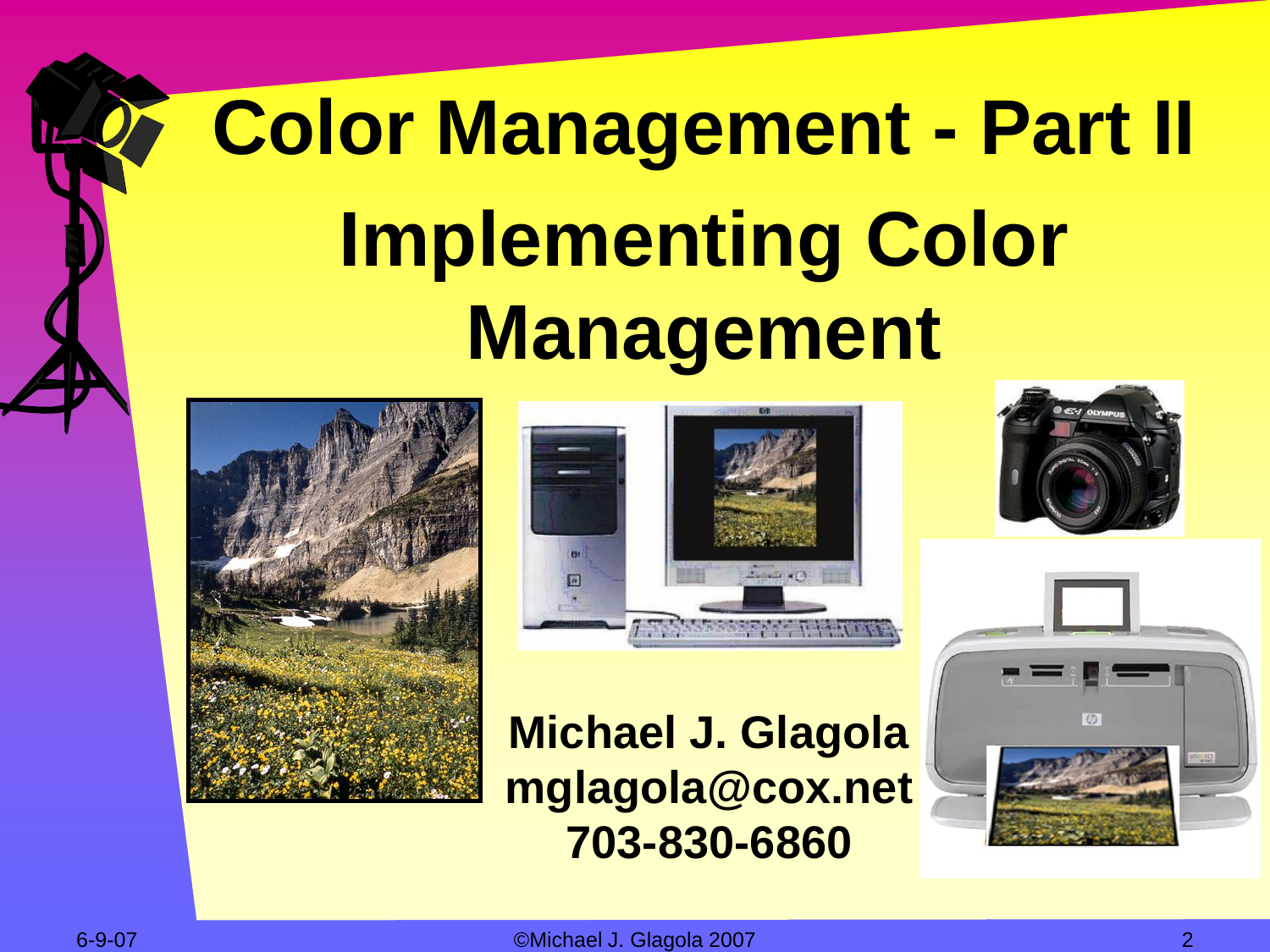# Color Management - Part II

## Implementing Color Management

**Michael J. Glagola**
**mglagola@cox.net**
**703-830-6860**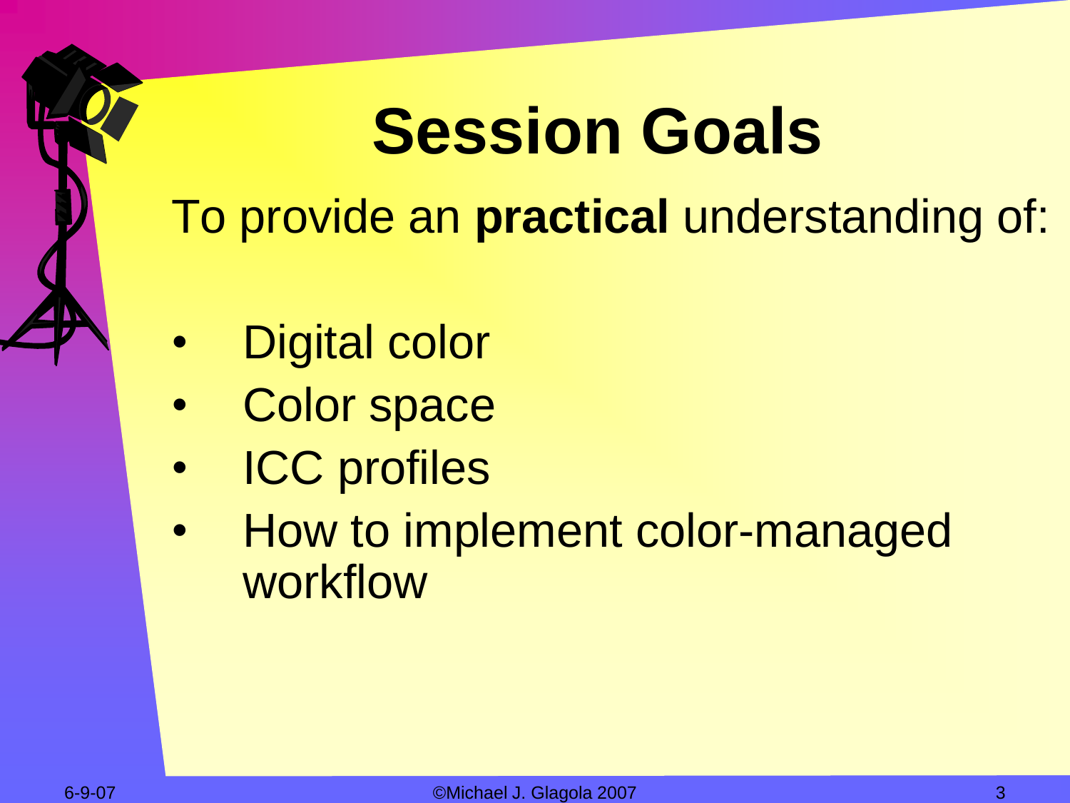# Session Goals

To provide an **practical** understanding of:

- Digital color
- Color space
- ICC profiles
- How to implement color-managed workflow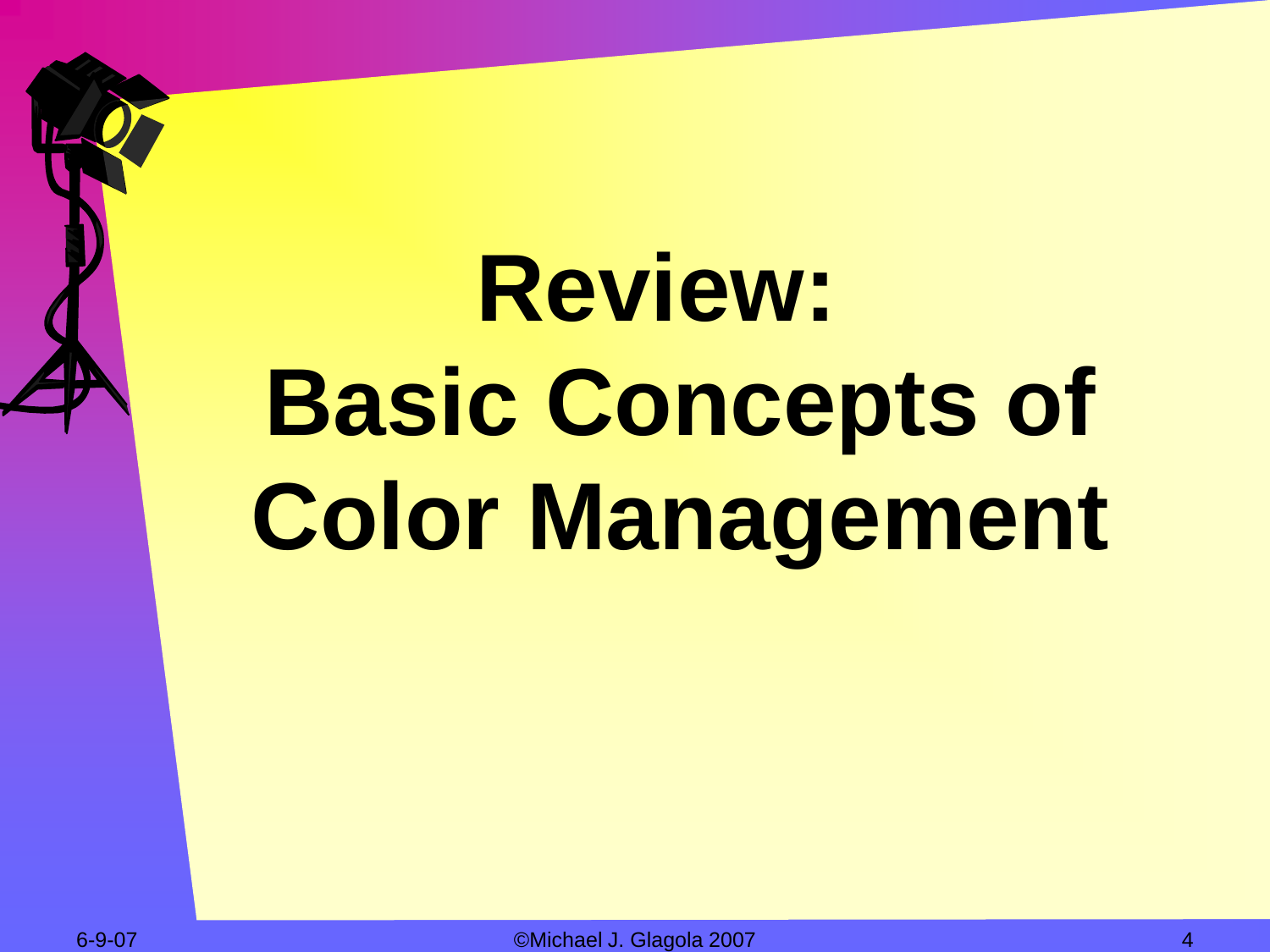# Review: Basic Concepts of Color Management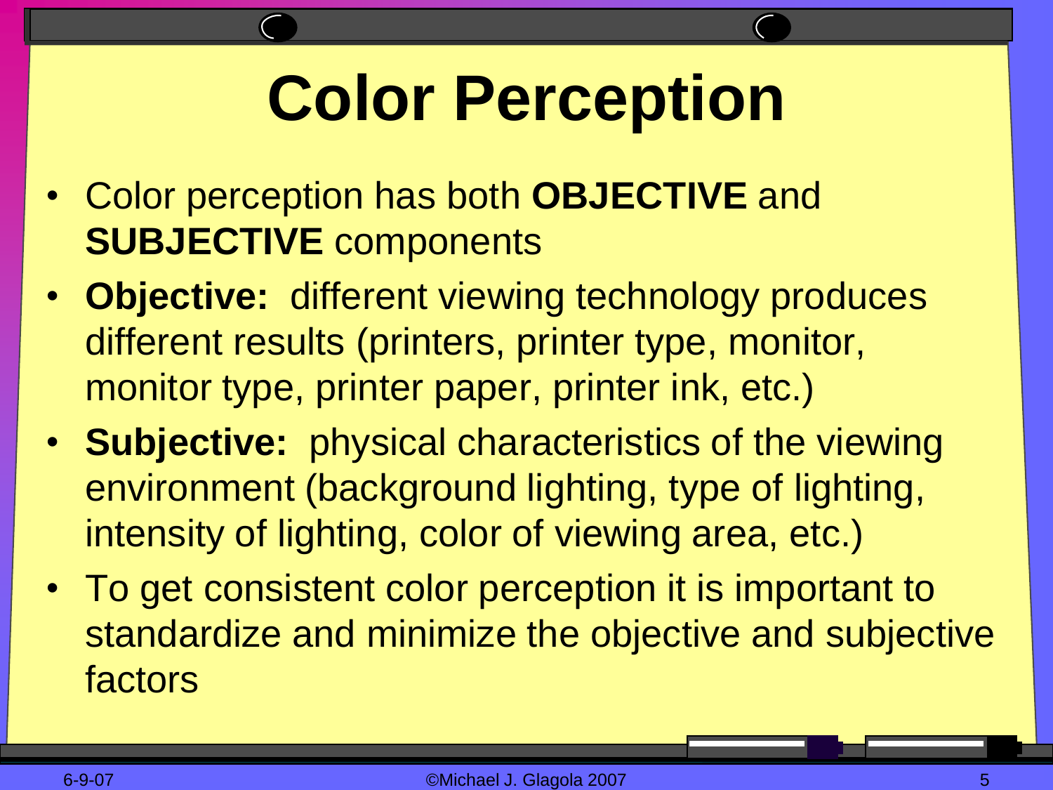# Color Perception

- Color perception has both **OBJECTIVE** and **SUBJECTIVE** components
- **Objective:** different viewing technology produces different results (printers, printer type, monitor, monitor type, printer paper, printer ink, etc.)
- **Subjective:** physical characteristics of the viewing environment (background lighting, type of lighting, intensity of lighting, color of viewing area, etc.)
- To get consistent color perception it is important to standardize and minimize the objective and subjective factors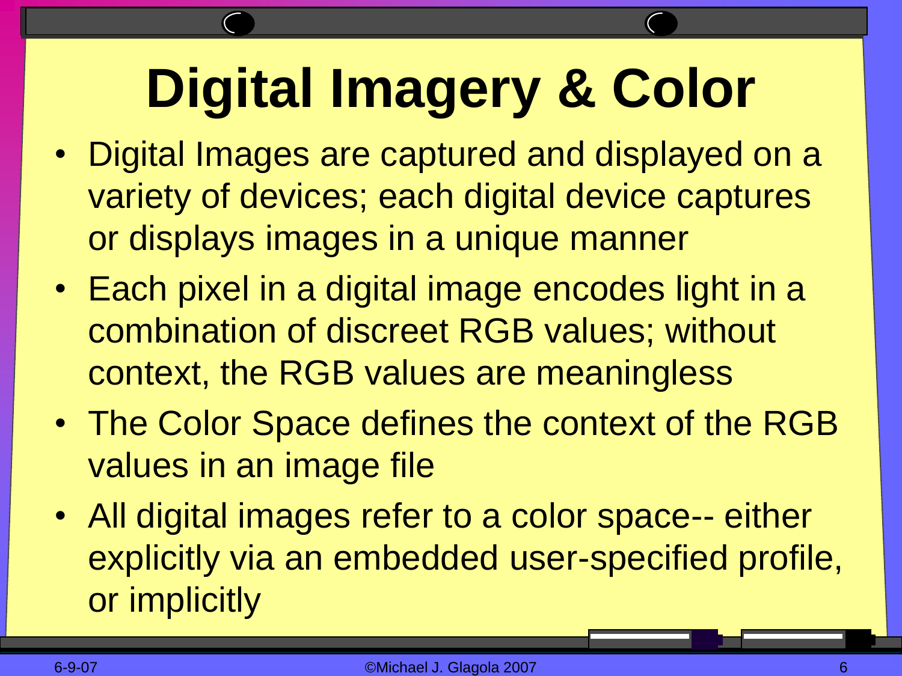# Digital Imagery & Color

- Digital Images are captured and displayed on a variety of devices; each digital device captures or displays images in a unique manner
- Each pixel in a digital image encodes light in a combination of discreet RGB values; without context, the RGB values are meaningless
- The Color Space defines the context of the RGB values in an image file
- All digital images refer to a color space-- either explicitly via an embedded user-specified profile, or implicitly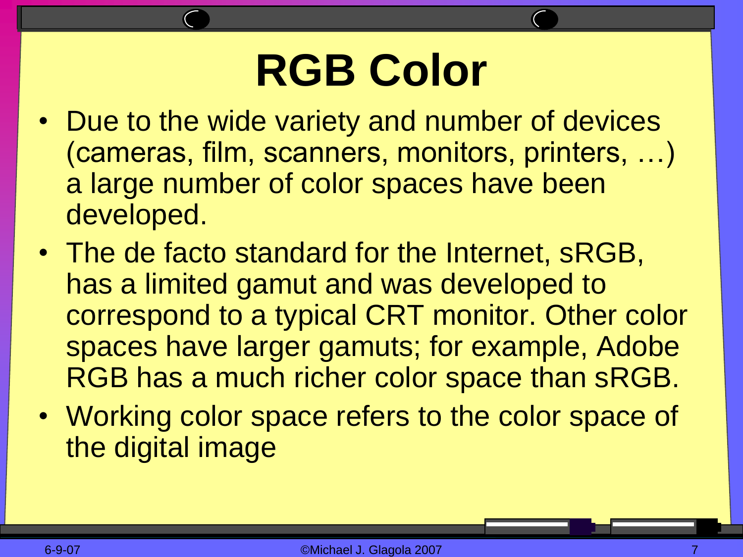# RGB Color

- Due to the wide variety and number of devices (cameras, film, scanners, monitors, printers, …) a large number of color spaces have been developed.
- The de facto standard for the Internet, sRGB, has a limited gamut and was developed to correspond to a typical CRT monitor. Other color spaces have larger gamuts; for example, Adobe RGB has a much richer color space than sRGB.
- Working color space refers to the color space of the digital image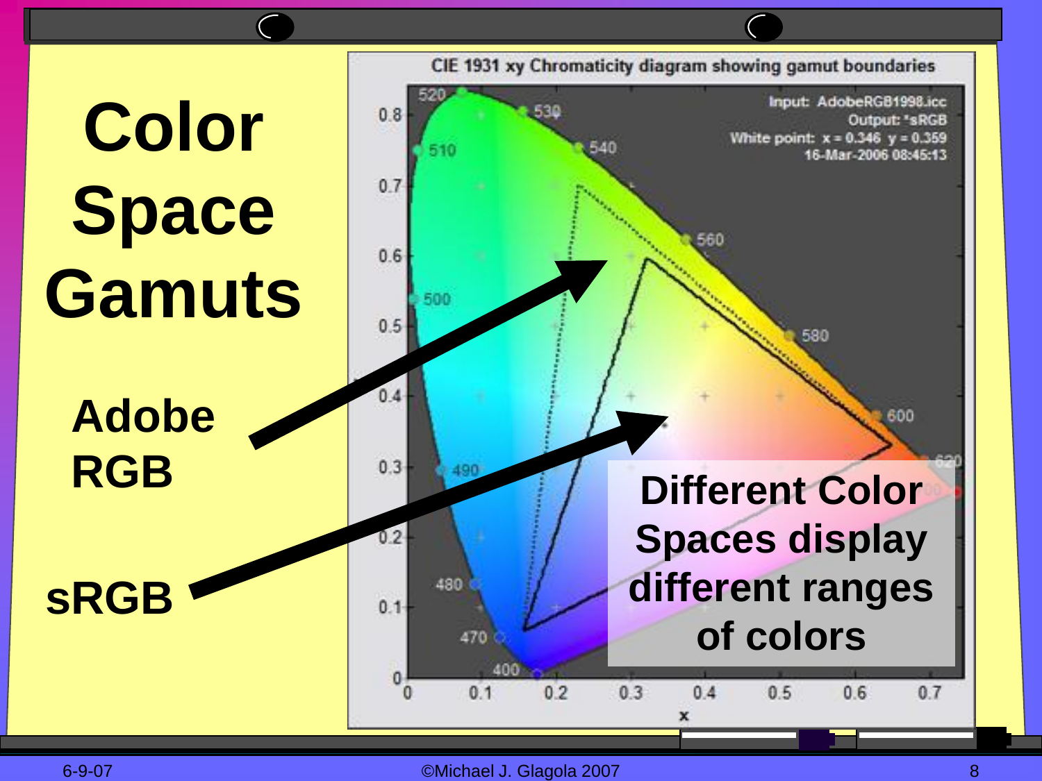# Color Space Gamuts

**Adobe RGB**

**sRGB**

CIE 1931 xy Chromaticity diagram showing gamut boundaries

Input: AdobeRGB1998.icc
Output: *sRGB
White point: x = 0.346 y = 0.359
16-Mar-2006 08:45:13

**Different Color Spaces display different ranges of colors**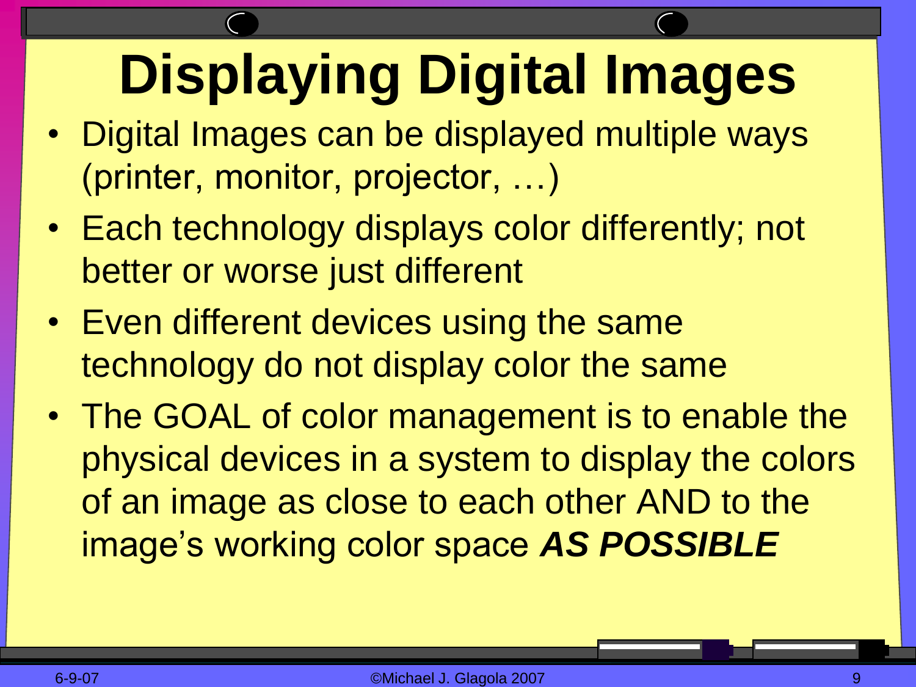# Displaying Digital Images

- Digital Images can be displayed multiple ways (printer, monitor, projector, …)
- Each technology displays color differently; not better or worse just different
- Even different devices using the same technology do not display color the same
- The GOAL of color management is to enable the physical devices in a system to display the colors of an image as close to each other AND to the image's working color space ***AS POSSIBLE***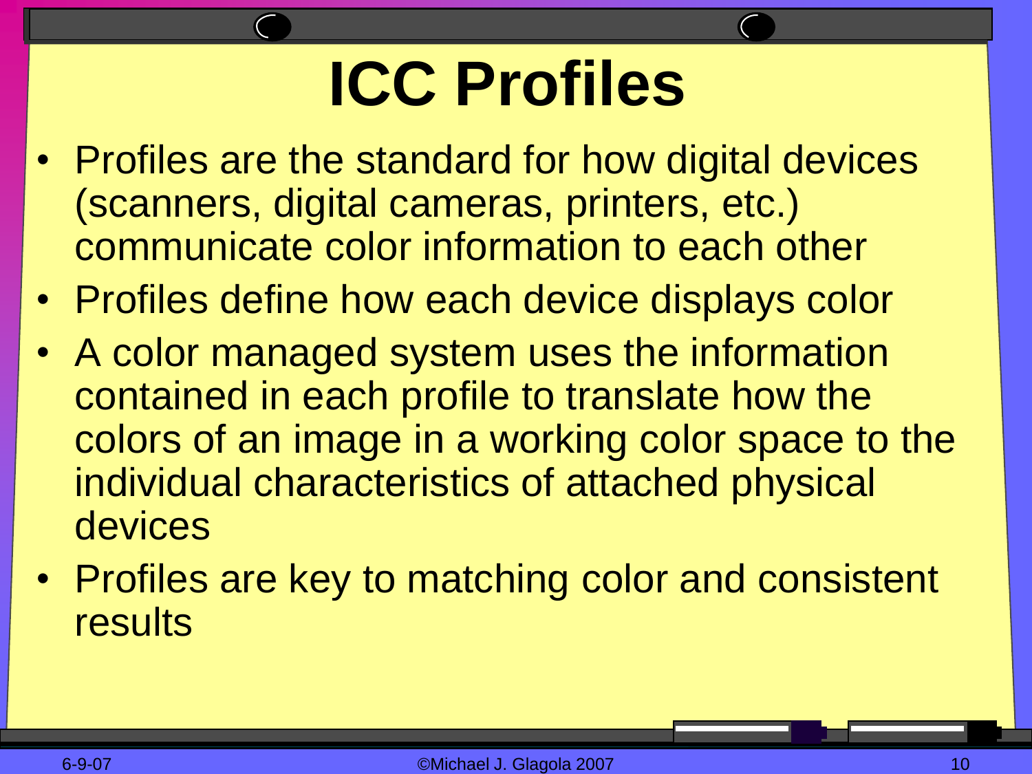# ICC Profiles

- Profiles are the standard for how digital devices (scanners, digital cameras, printers, etc.) communicate color information to each other
- Profiles define how each device displays color
- A color managed system uses the information contained in each profile to translate how the colors of an image in a working color space to the individual characteristics of attached physical devices
- Profiles are key to matching color and consistent results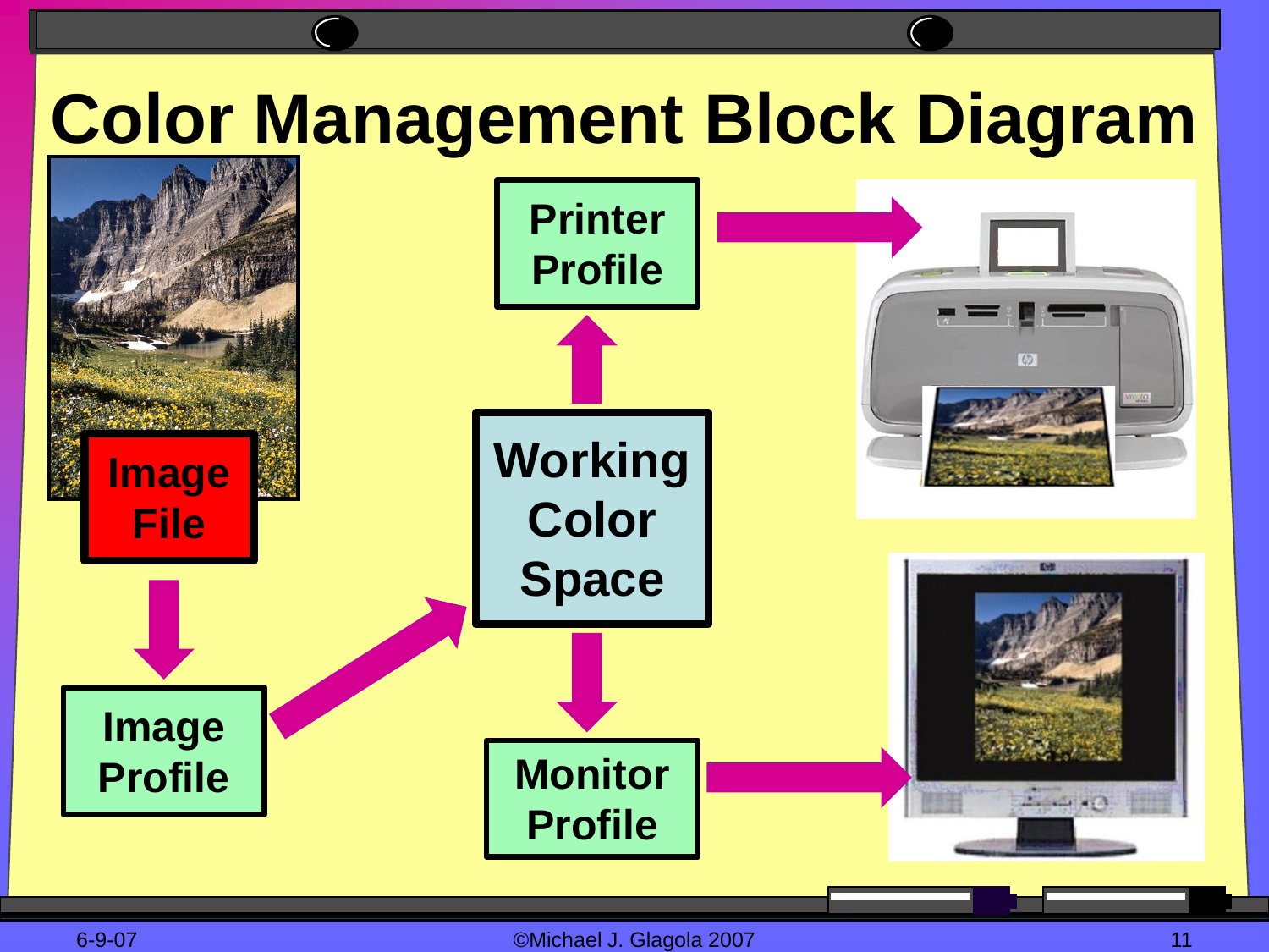# Color Management Block Diagram

Image File

Image Profile

Working Color Space

Printer Profile

Monitor Profile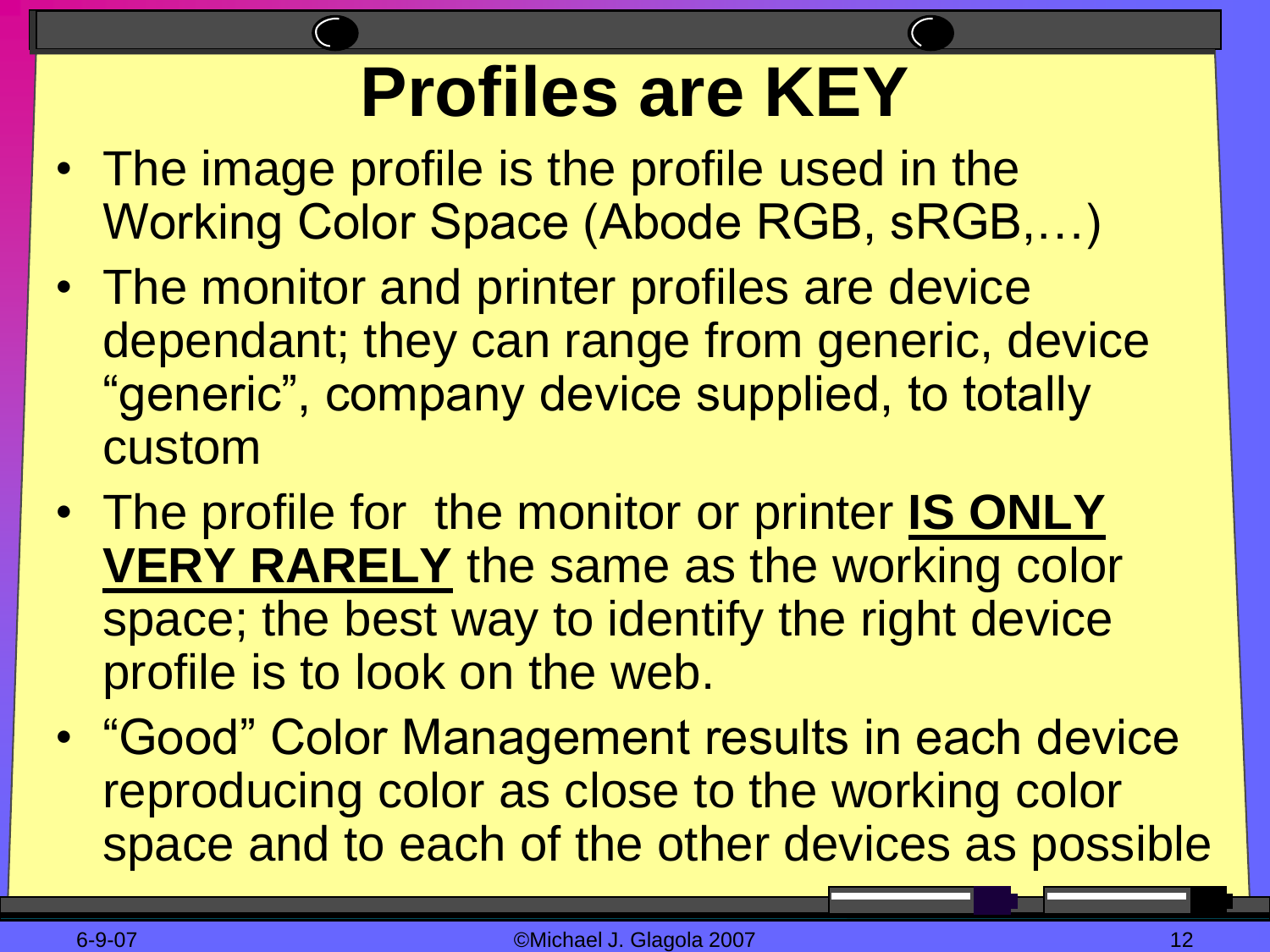# Profiles are KEY

- The image profile is the profile used in the Working Color Space (Abode RGB, sRGB,…)
- The monitor and printer profiles are device dependant; they can range from generic, device “generic”, company device supplied, to totally custom
- The profile for the monitor or printer <u>**IS ONLY VERY RARELY**</u> the same as the working color space; the best way to identify the right device profile is to look on the web.
- “Good” Color Management results in each device reproducing color as close to the working color space and to each of the other devices as possible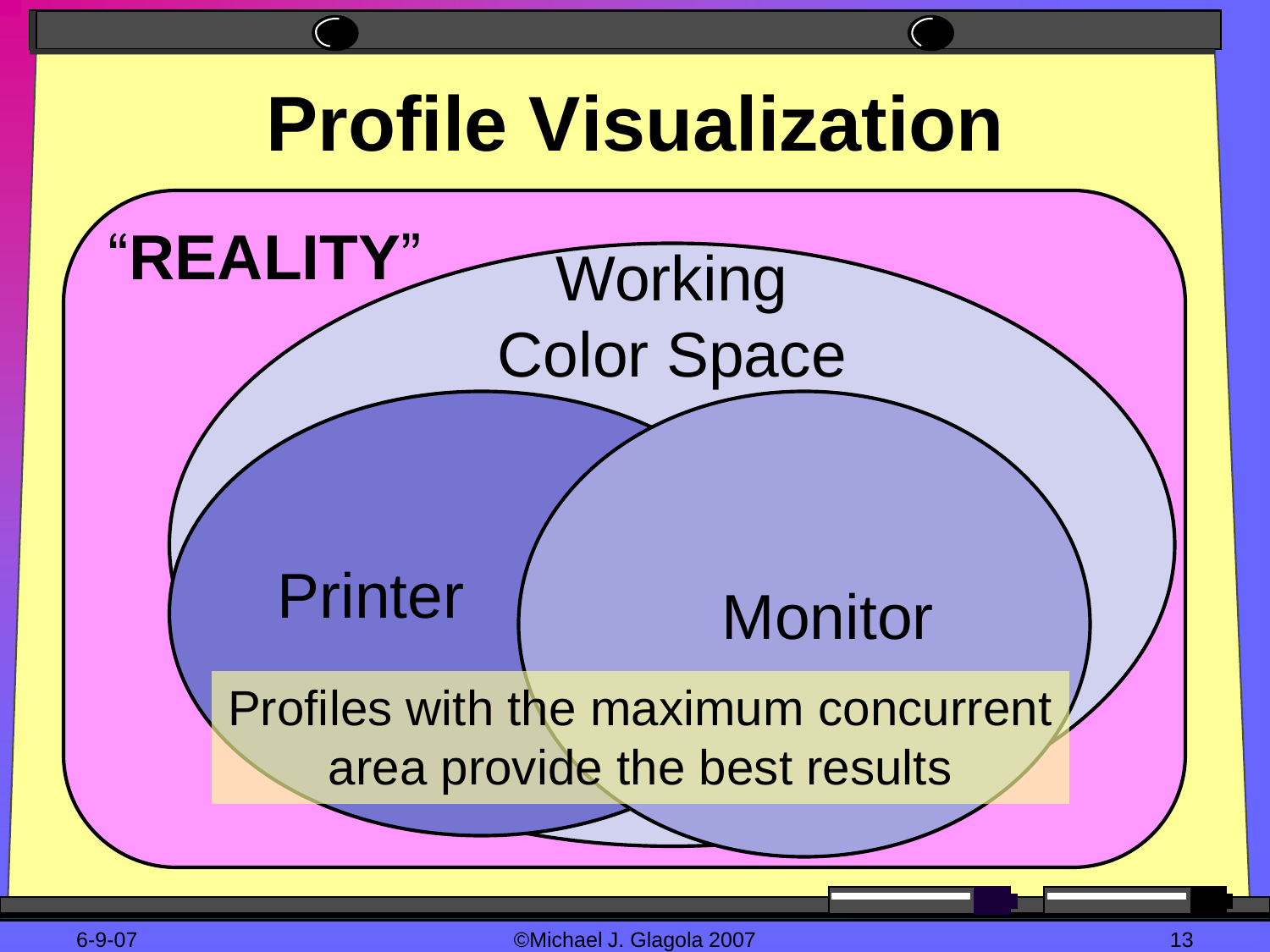# Profile Visualization

"REALITY"

Working Color Space

Printer

Monitor

Profiles with the maximum concurrent area provide the best results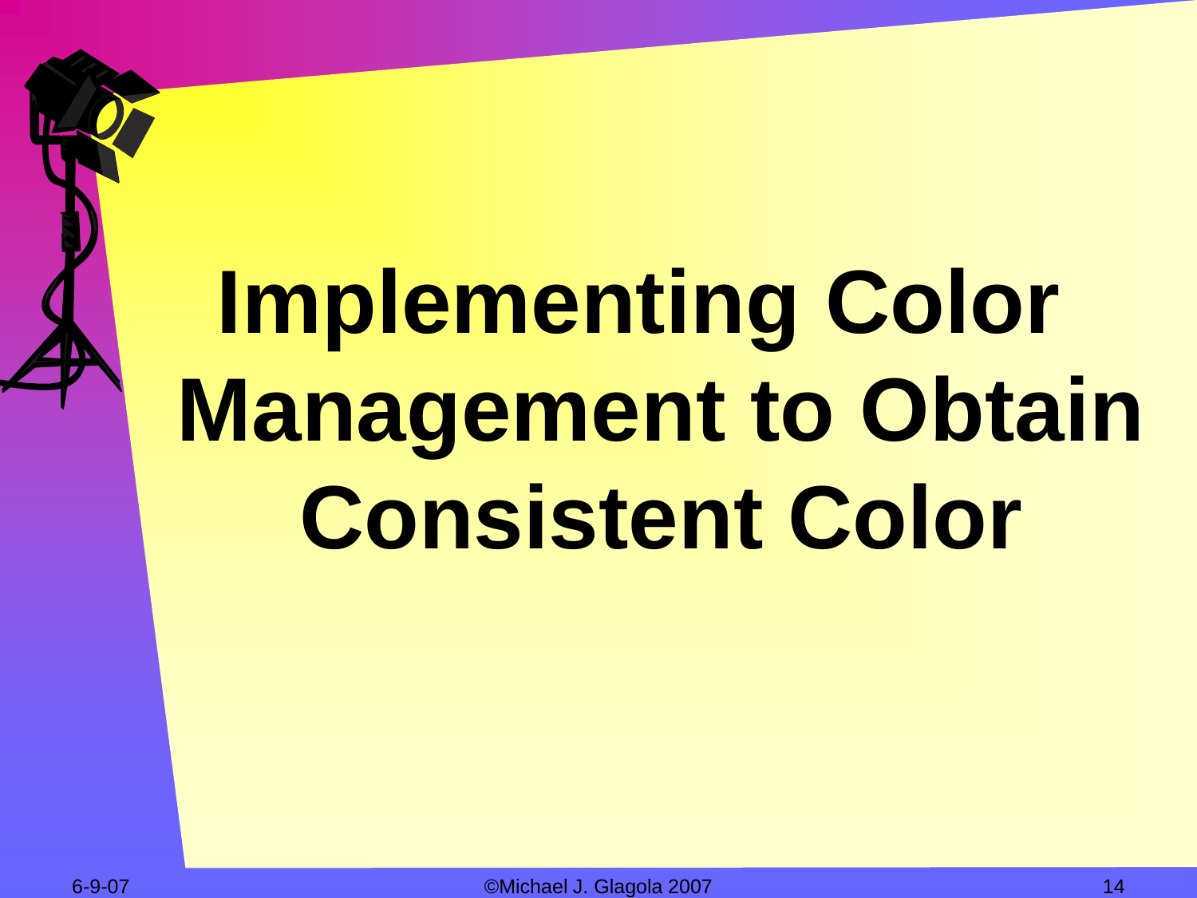# Implementing Color Management to Obtain Consistent Color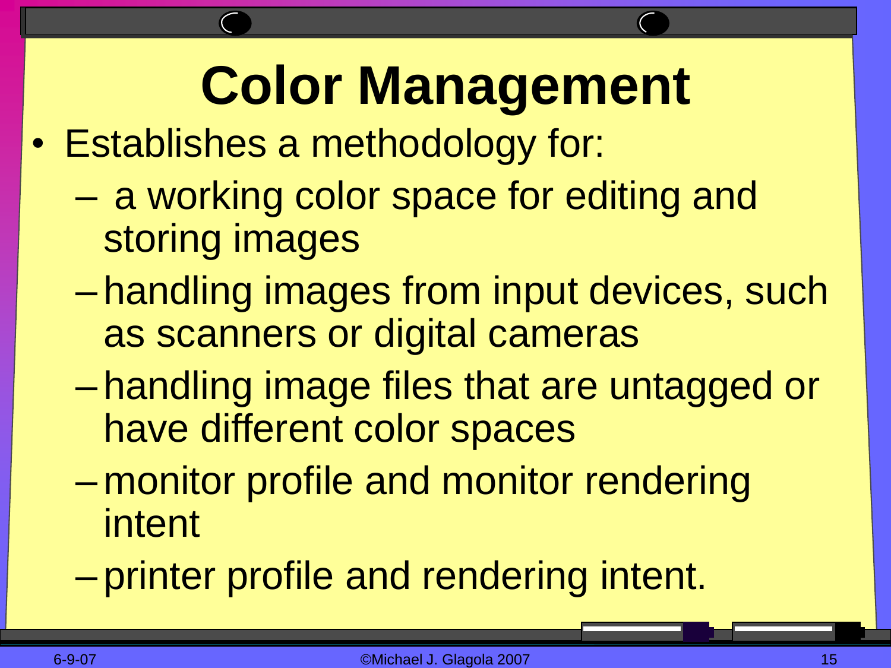# Color Management

- Establishes a methodology for:
  - a working color space for editing and storing images
  - handling images from input devices, such as scanners or digital cameras
  - handling image files that are untagged or have different color spaces
  - monitor profile and monitor rendering intent
  - printer profile and rendering intent.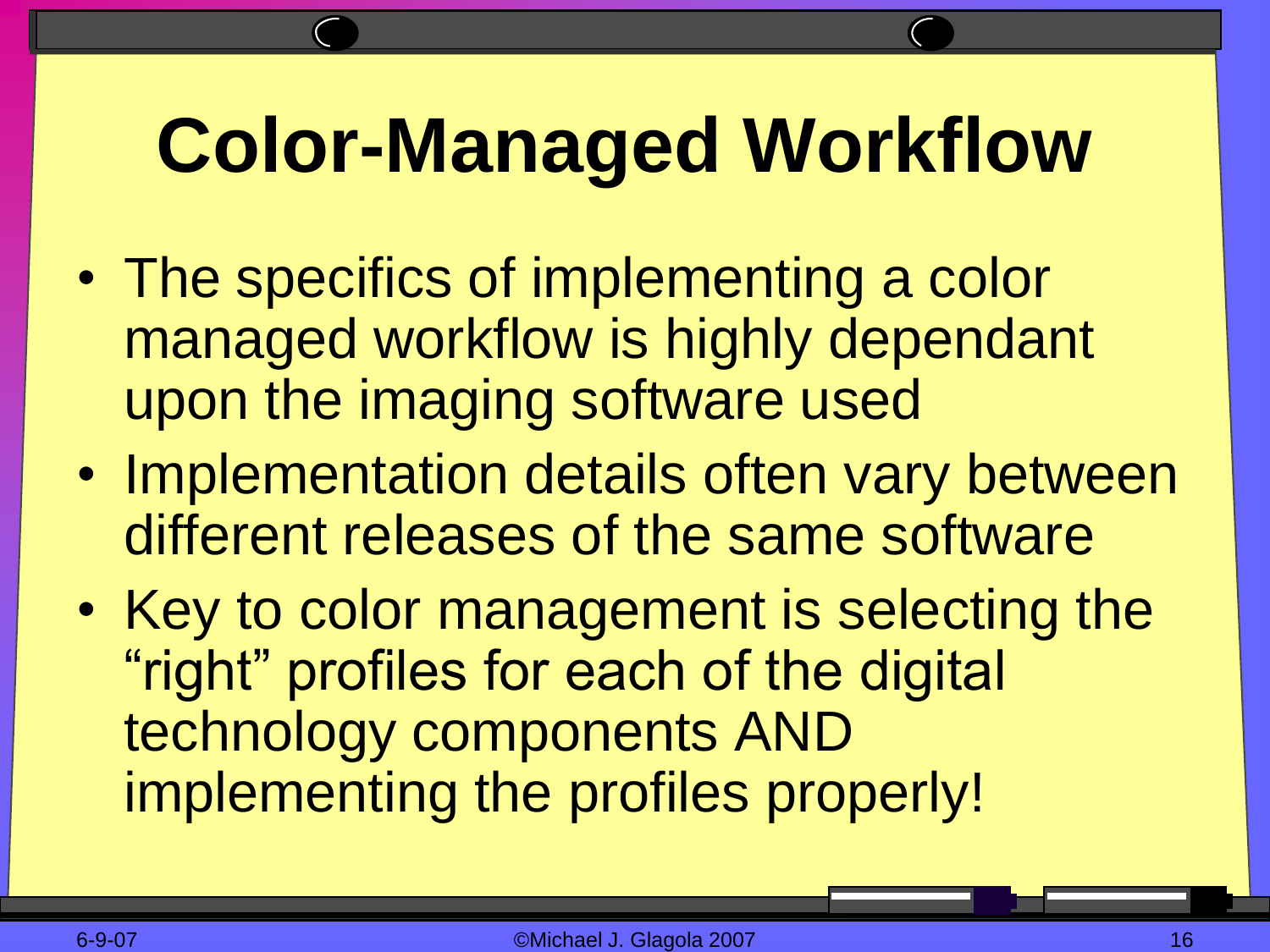# Color-Managed Workflow

- The specifics of implementing a color managed workflow is highly dependant upon the imaging software used
- Implementation details often vary between different releases of the same software
- Key to color management is selecting the “right” profiles for each of the digital technology components AND implementing the profiles properly!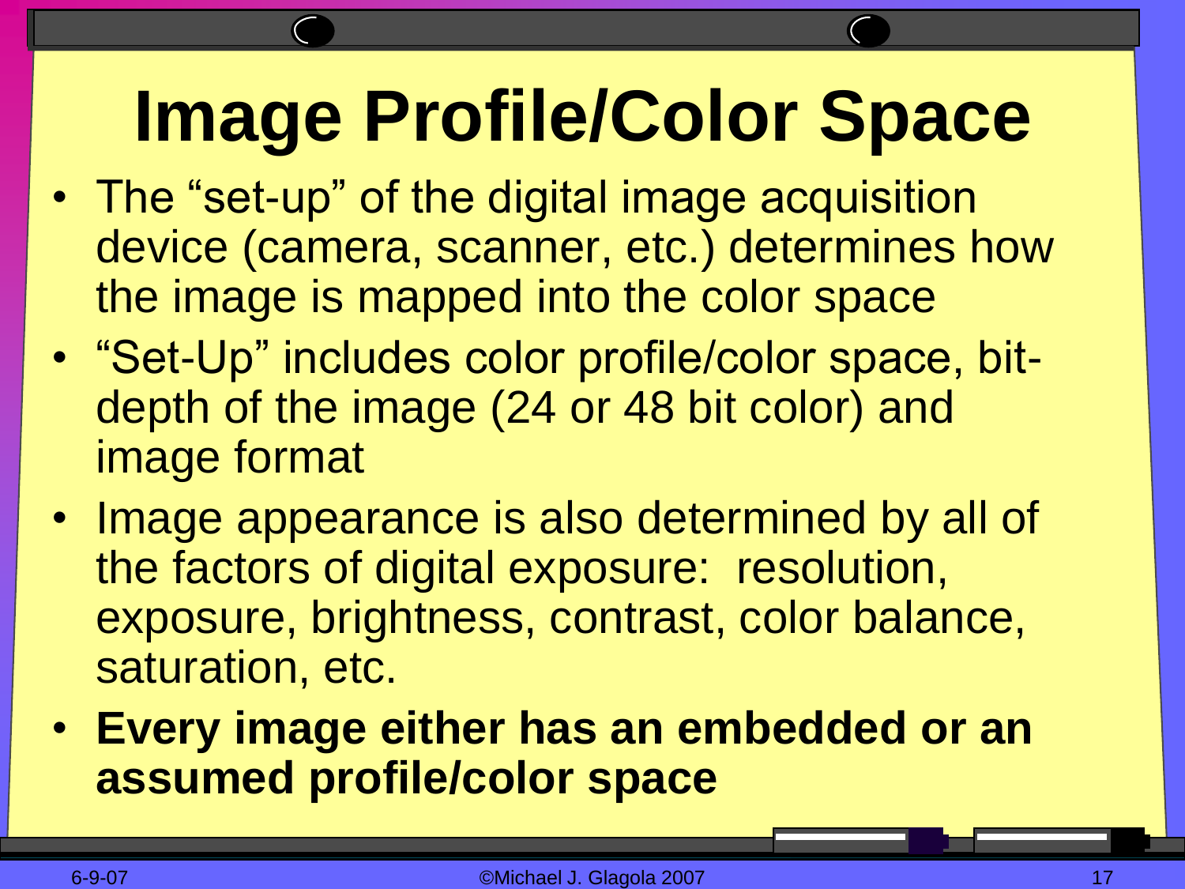# Image Profile/Color Space

- The “set-up” of the digital image acquisition device (camera, scanner, etc.) determines how the image is mapped into the color space
- “Set-Up” includes color profile/color space, bit-depth of the image (24 or 48 bit color) and image format
- Image appearance is also determined by all of the factors of digital exposure: resolution, exposure, brightness, contrast, color balance, saturation, etc.
- **Every image either has an embedded or an assumed profile/color space**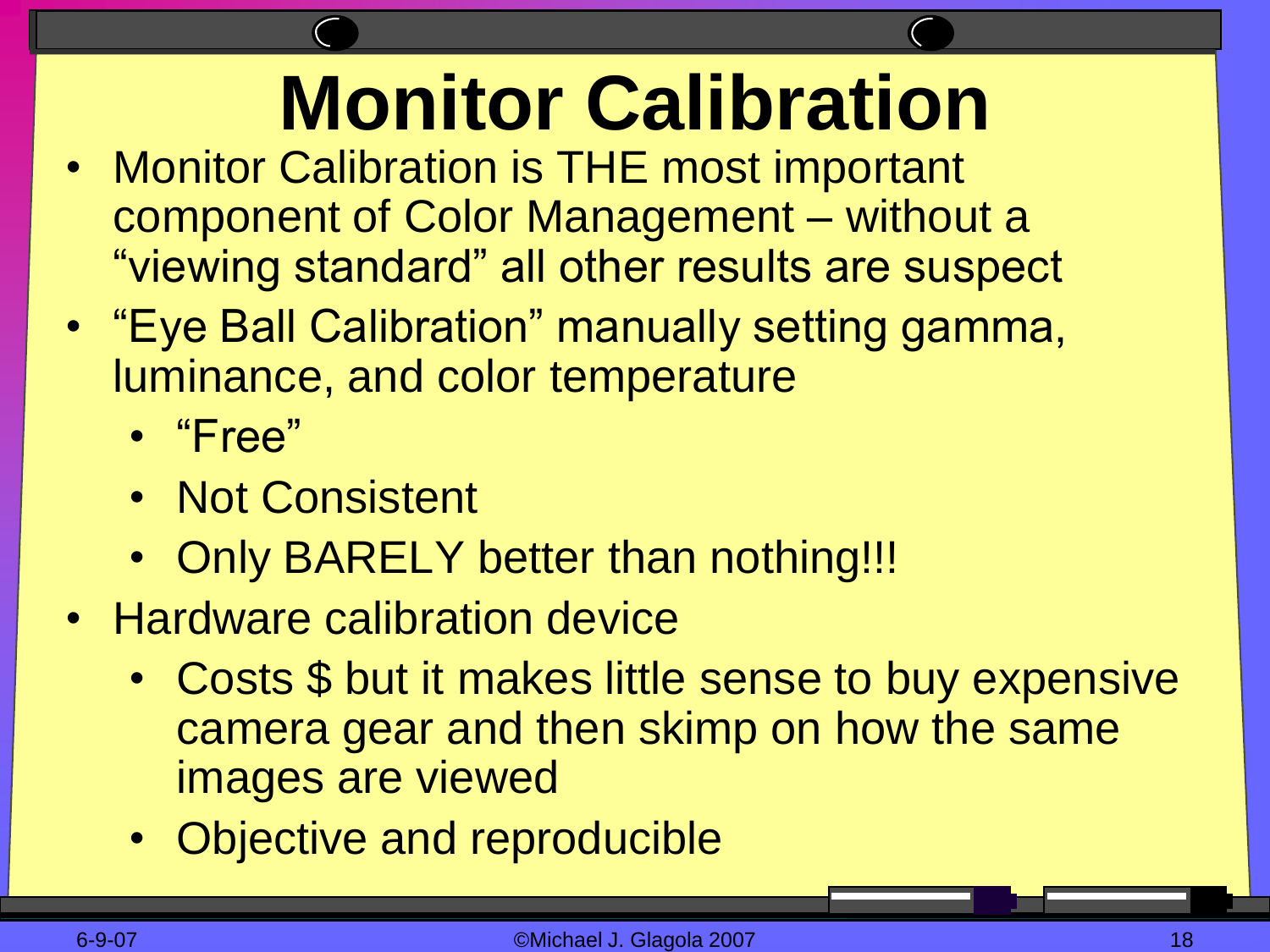# Monitor Calibration

- Monitor Calibration is THE most important component of Color Management – without a "viewing standard" all other results are suspect
- "Eye Ball Calibration" manually setting gamma, luminance, and color temperature
  - "Free"
  - Not Consistent
  - Only BARELY better than nothing!!!
- Hardware calibration device
  - Costs $ but it makes little sense to buy expensive camera gear and then skimp on how the same images are viewed
  - Objective and reproducible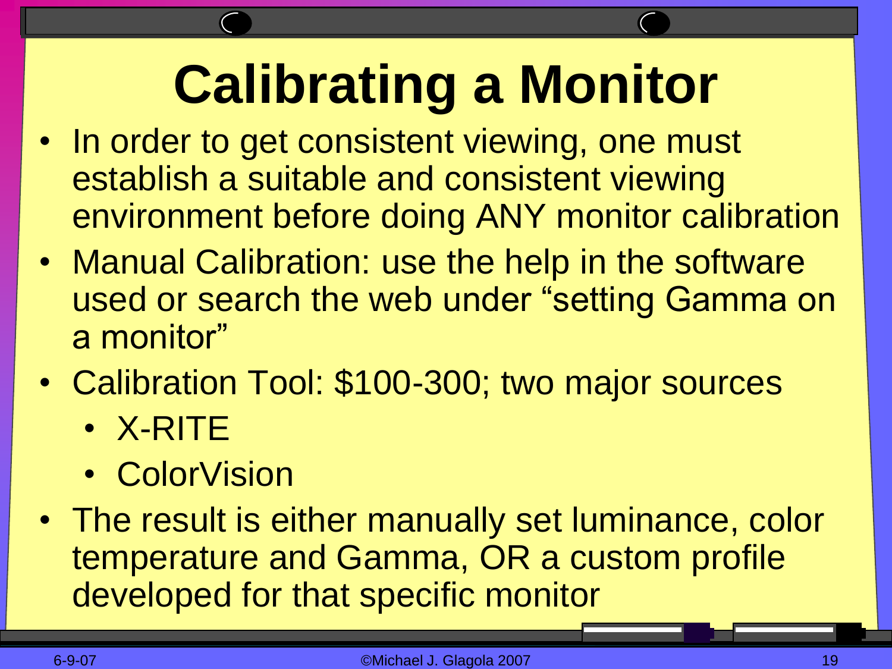# Calibrating a Monitor

- In order to get consistent viewing, one must establish a suitable and consistent viewing environment before doing ANY monitor calibration
- Manual Calibration: use the help in the software used or search the web under “setting Gamma on a monitor”
- Calibration Tool: $100-300; two major sources
  - X-RITE
  - ColorVision
- The result is either manually set luminance, color temperature and Gamma, OR a custom profile developed for that specific monitor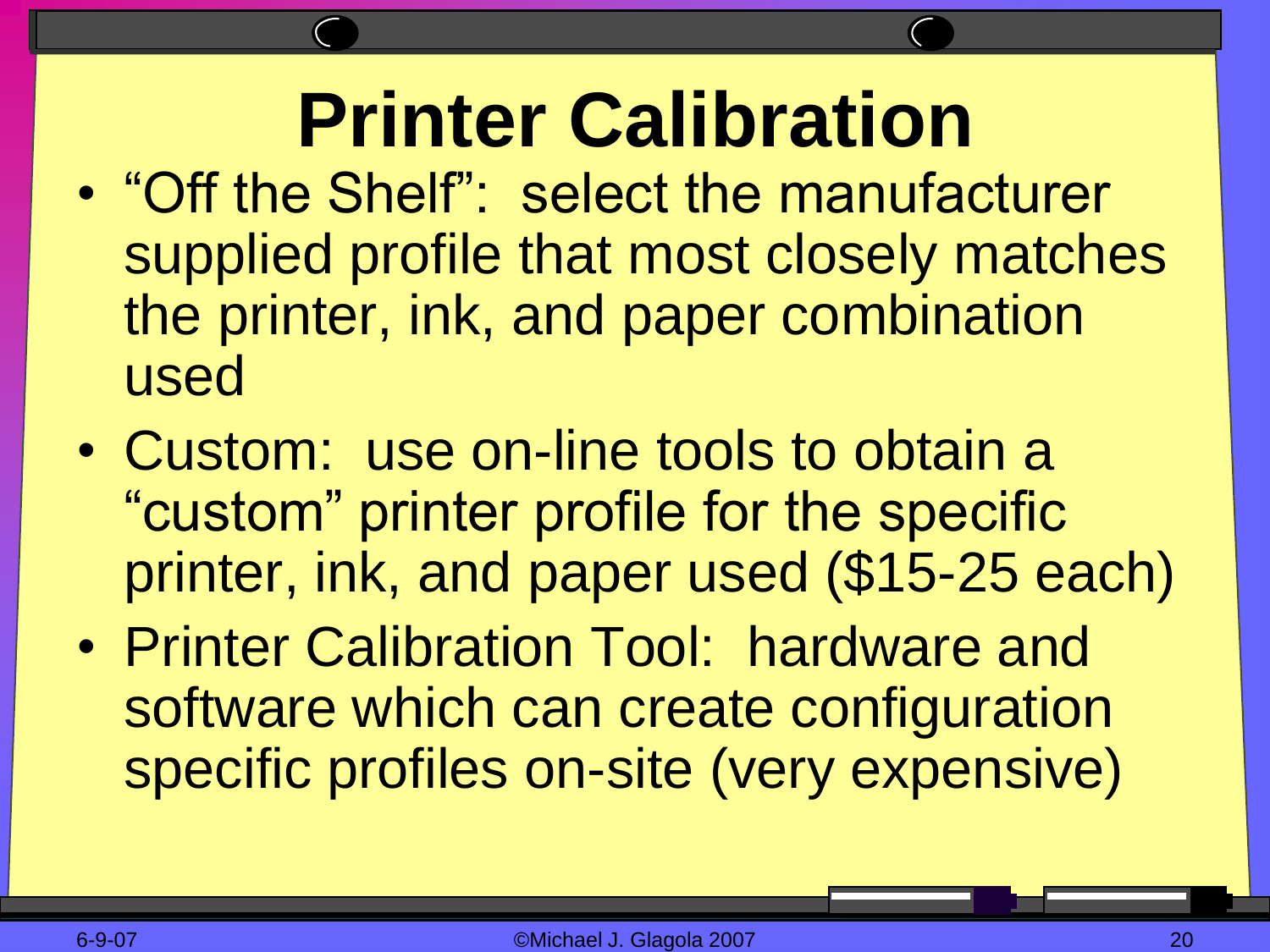# Printer Calibration

- "Off the Shelf": select the manufacturer supplied profile that most closely matches the printer, ink, and paper combination used
- Custom: use on-line tools to obtain a "custom" printer profile for the specific printer, ink, and paper used ($15-25 each)
- Printer Calibration Tool: hardware and software which can create configuration specific profiles on-site (very expensive)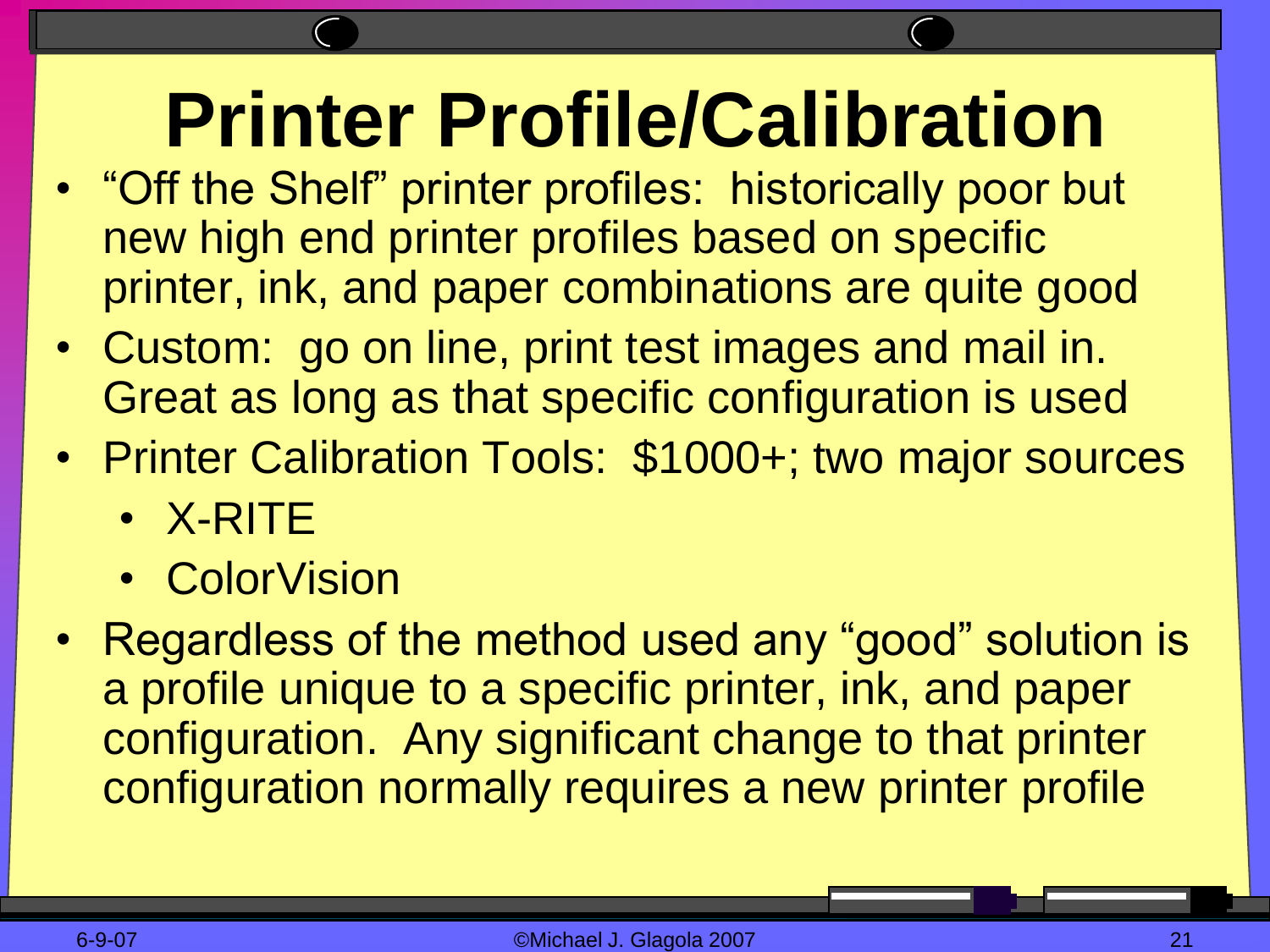# Printer Profile/Calibration

- "Off the Shelf" printer profiles: historically poor but new high end printer profiles based on specific printer, ink, and paper combinations are quite good
- Custom: go on line, print test images and mail in. Great as long as that specific configuration is used
- Printer Calibration Tools: $1000+; two major sources
  - X-RITE
  - ColorVision
- Regardless of the method used any "good" solution is a profile unique to a specific printer, ink, and paper configuration. Any significant change to that printer configuration normally requires a new printer profile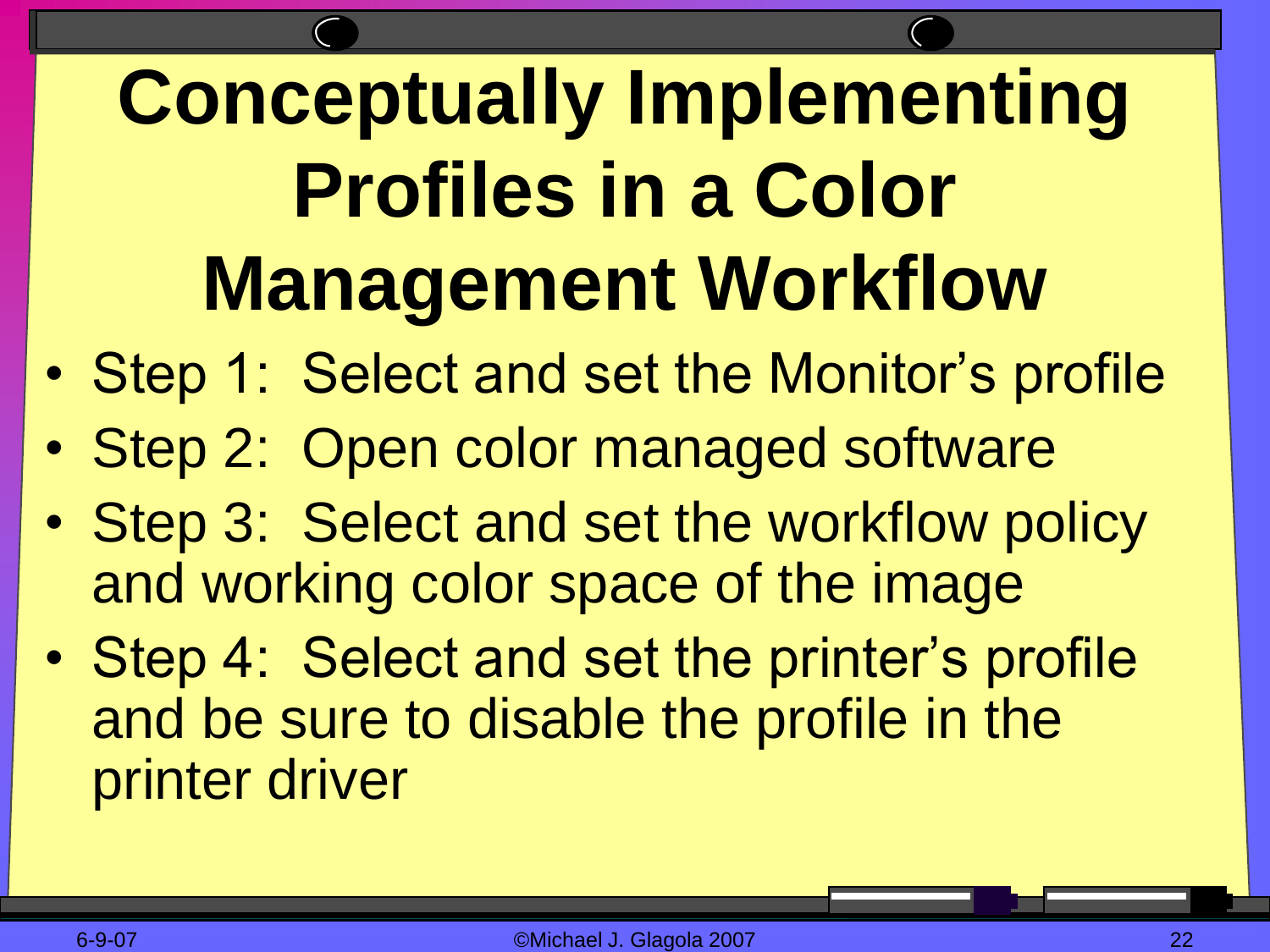# Conceptually Implementing Profiles in a Color Management Workflow

- Step 1: Select and set the Monitor's profile
- Step 2: Open color managed software
- Step 3: Select and set the workflow policy and working color space of the image
- Step 4: Select and set the printer's profile and be sure to disable the profile in the printer driver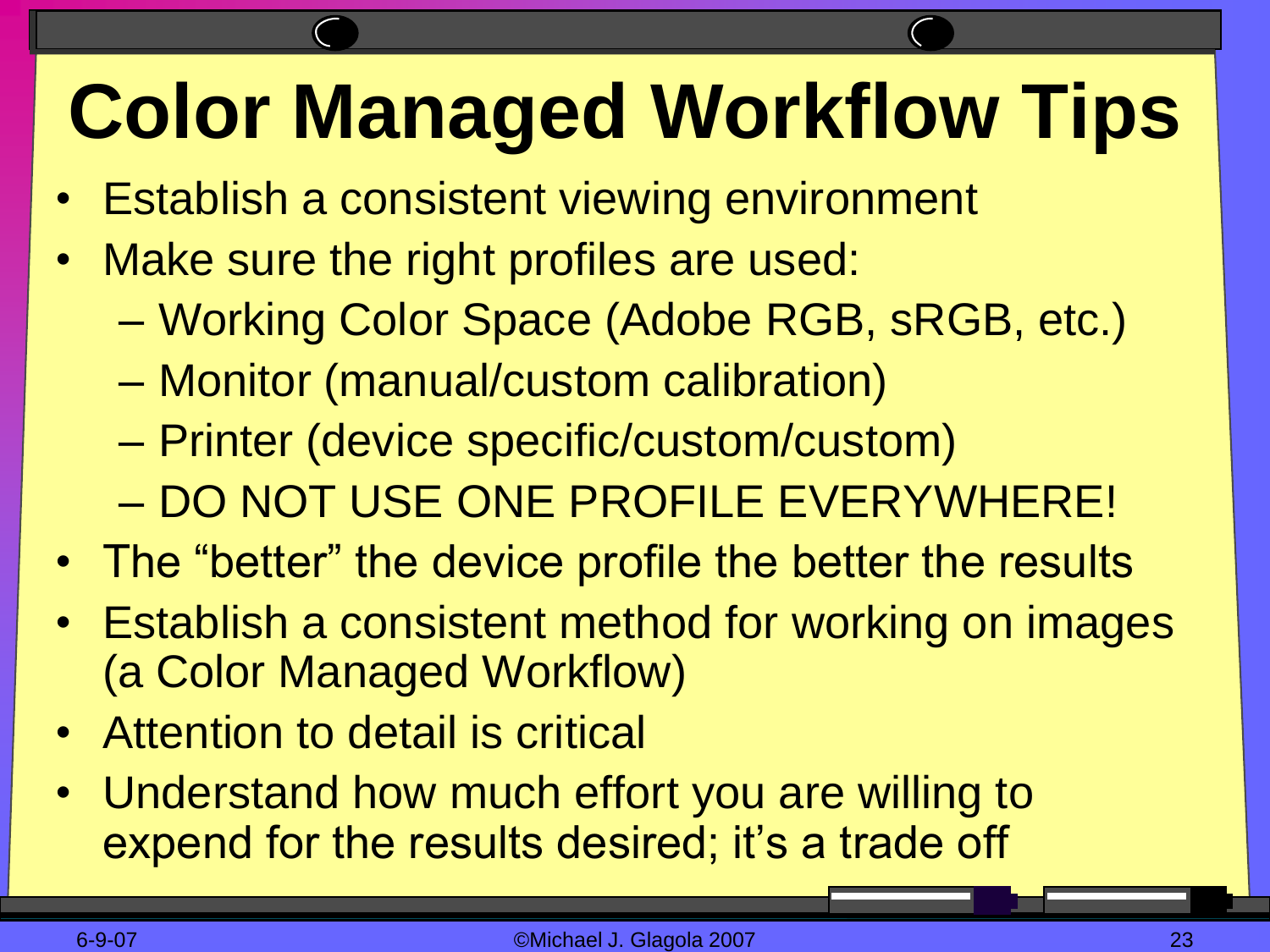# Color Managed Workflow Tips

- Establish a consistent viewing environment
- Make sure the right profiles are used:
  - Working Color Space (Adobe RGB, sRGB, etc.)
  - Monitor (manual/custom calibration)
  - Printer (device specific/custom/custom)
  - DO NOT USE ONE PROFILE EVERYWHERE!
- The “better” the device profile the better the results
- Establish a consistent method for working on images (a Color Managed Workflow)
- Attention to detail is critical
- Understand how much effort you are willing to expend for the results desired; it’s a trade off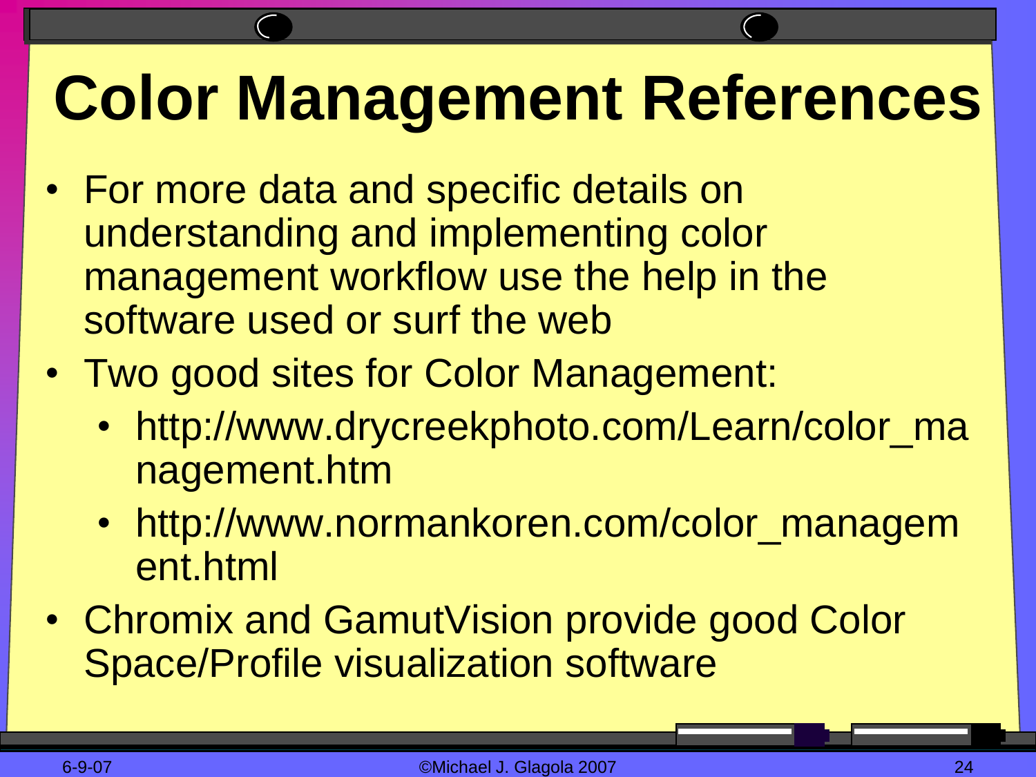# Color Management References

- For more data and specific details on understanding and implementing color management workflow use the help in the software used or surf the web
- Two good sites for Color Management:
  - http://www.drycreekphoto.com/Learn/color_management.htm
  - http://www.normankoren.com/color_management.html
- Chromix and GamutVision provide good Color Space/Profile visualization software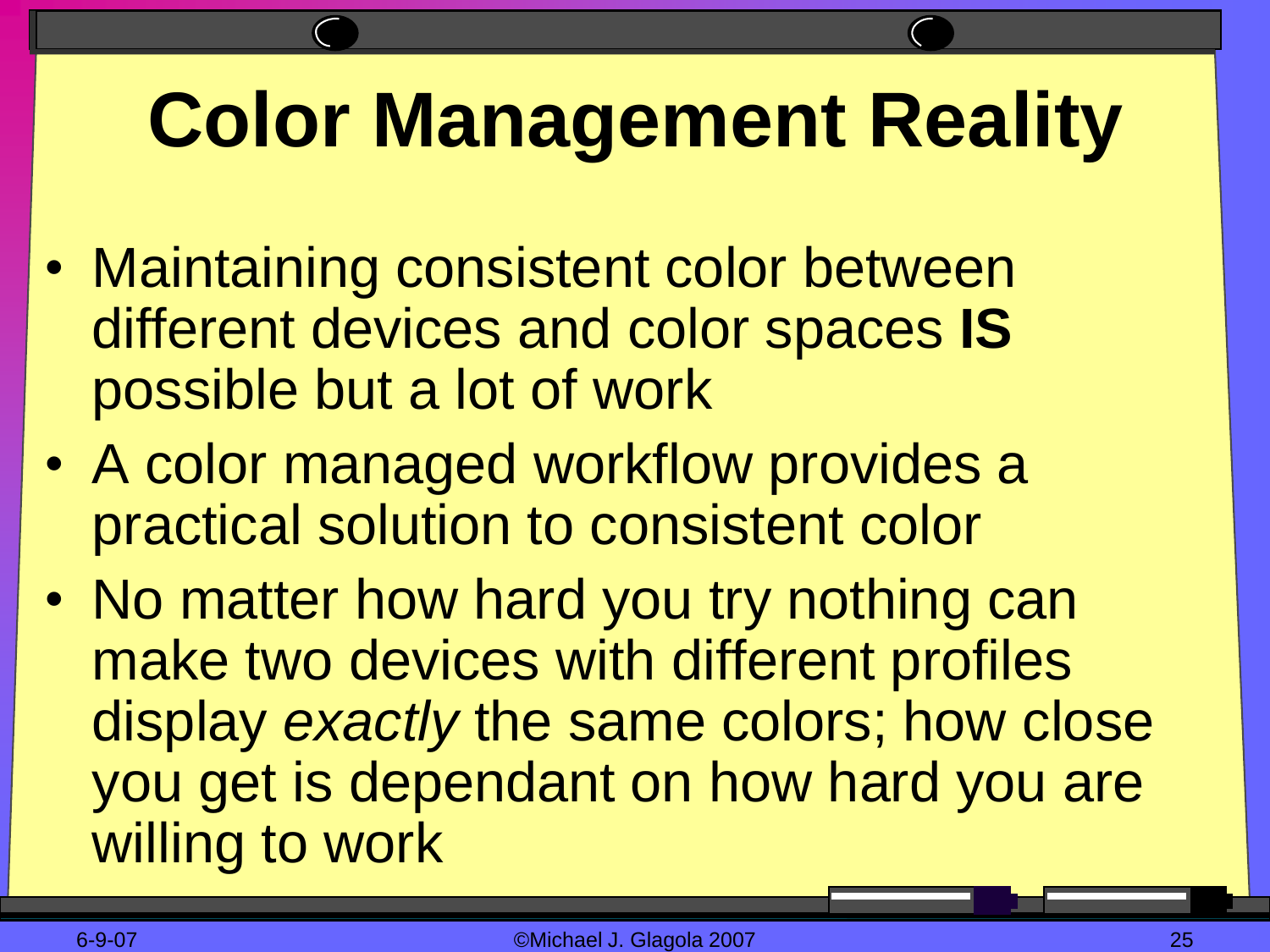# Color Management Reality

- Maintaining consistent color between different devices and color spaces **IS** possible but a lot of work
- A color managed workflow provides a practical solution to consistent color
- No matter how hard you try nothing can make two devices with different profiles display *exactly* the same colors; how close you get is dependant on how hard you are willing to work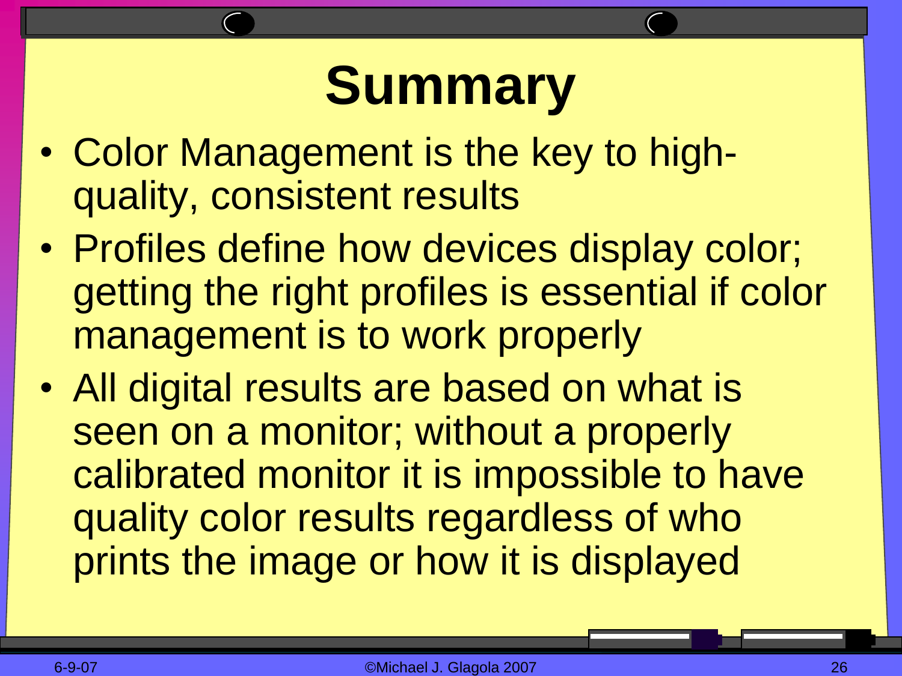# Summary

- Color Management is the key to high-quality, consistent results
- Profiles define how devices display color; getting the right profiles is essential if color management is to work properly
- All digital results are based on what is seen on a monitor; without a properly calibrated monitor it is impossible to have quality color results regardless of who prints the image or how it is displayed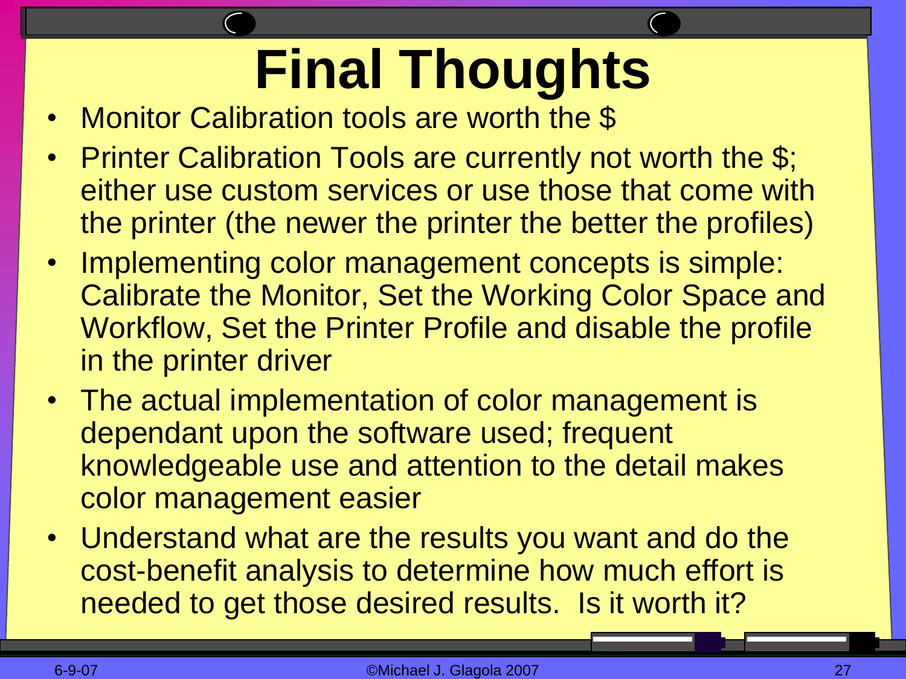# Final Thoughts

- Monitor Calibration tools are worth the $
- Printer Calibration Tools are currently not worth the $; either use custom services or use those that come with the printer (the newer the printer the better the profiles)
- Implementing color management concepts is simple: Calibrate the Monitor, Set the Working Color Space and Workflow, Set the Printer Profile and disable the profile in the printer driver
- The actual implementation of color management is dependant upon the software used; frequent knowledgeable use and attention to the detail makes color management easier
- Understand what are the results you want and do the cost-benefit analysis to determine how much effort is needed to get those desired results. Is it worth it?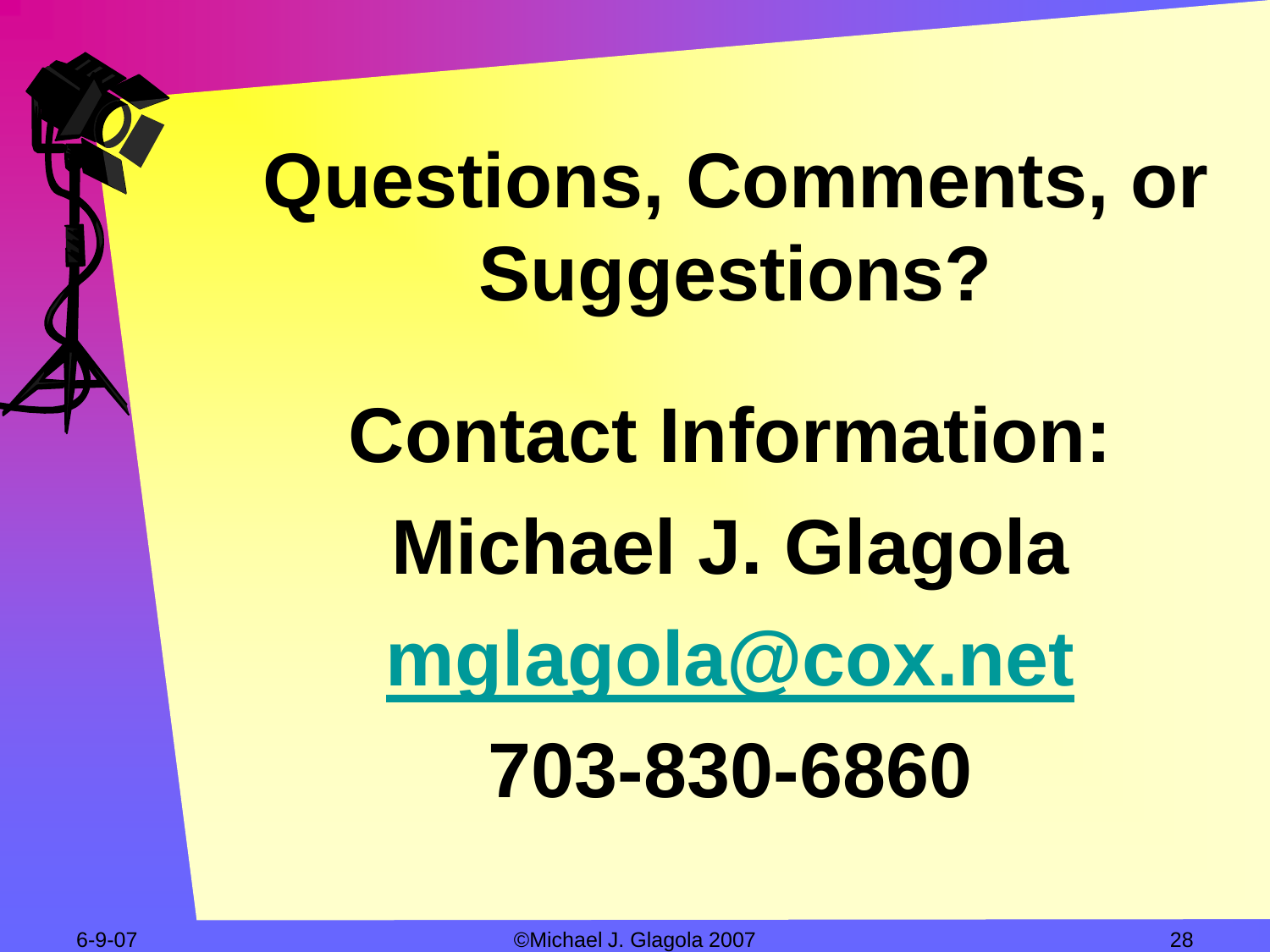# Questions, Comments, or Suggestions?

**Contact Information:**

**Michael J. Glagola**

**mglagola@cox.net**

**703-830-6860**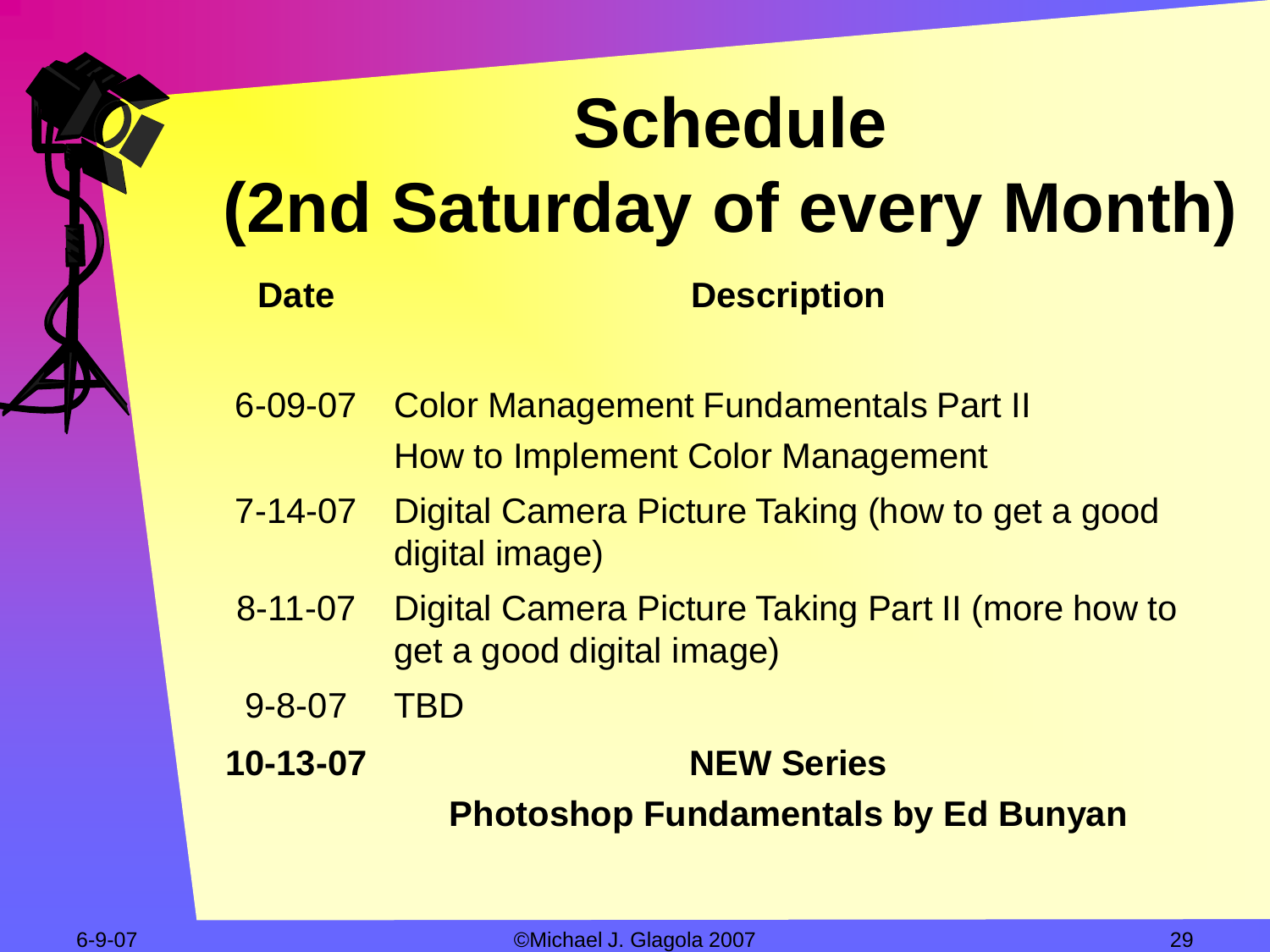# Schedule
# (2nd Saturday of every Month)

| Date | Description |
|---|---|
| 6-09-07 | Color Management Fundamentals Part II<br>How to Implement Color Management |
| 7-14-07 | Digital Camera Picture Taking (how to get a good digital image) |
| 8-11-07 | Digital Camera Picture Taking Part II (more how to get a good digital image) |
| 9-8-07 | TBD |
| **10-13-07** | **NEW Series**<br>**Photoshop Fundamentals by Ed Bunyan** |